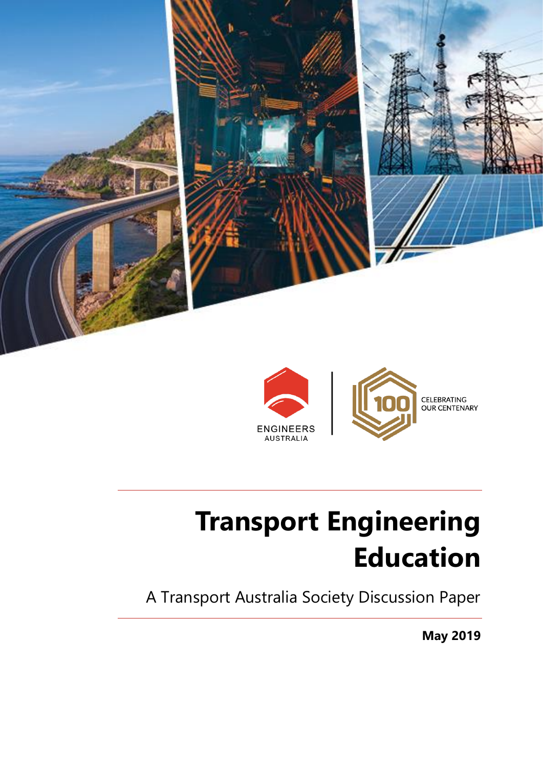ENGINEERS AUSTRALIA

CELEBRATING OUR CENTENARY

# Transport Engineering Education

A Transport Australia Society Discussion Paper

**May 2019**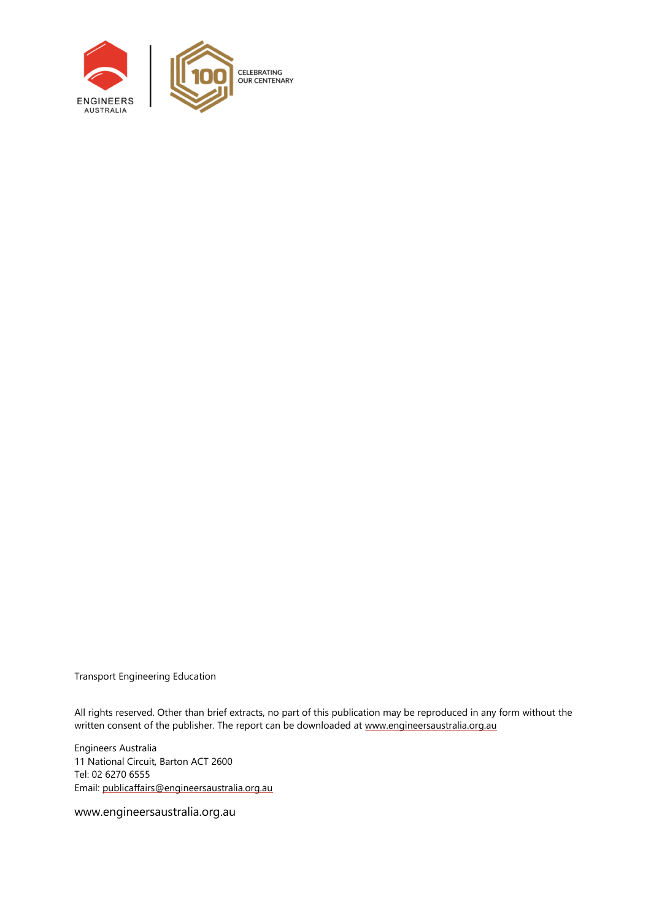Transport Engineering Education

All rights reserved. Other than brief extracts, no part of this publication may be reproduced in any form without the written consent of the publisher. The report can be downloaded at www.engineersaustralia.org.au

Engineers Australia
11 National Circuit, Barton ACT 2600
Tel: 02 6270 6555
Email: publicaffairs@engineersaustralia.org.au

www.engineersaustralia.org.au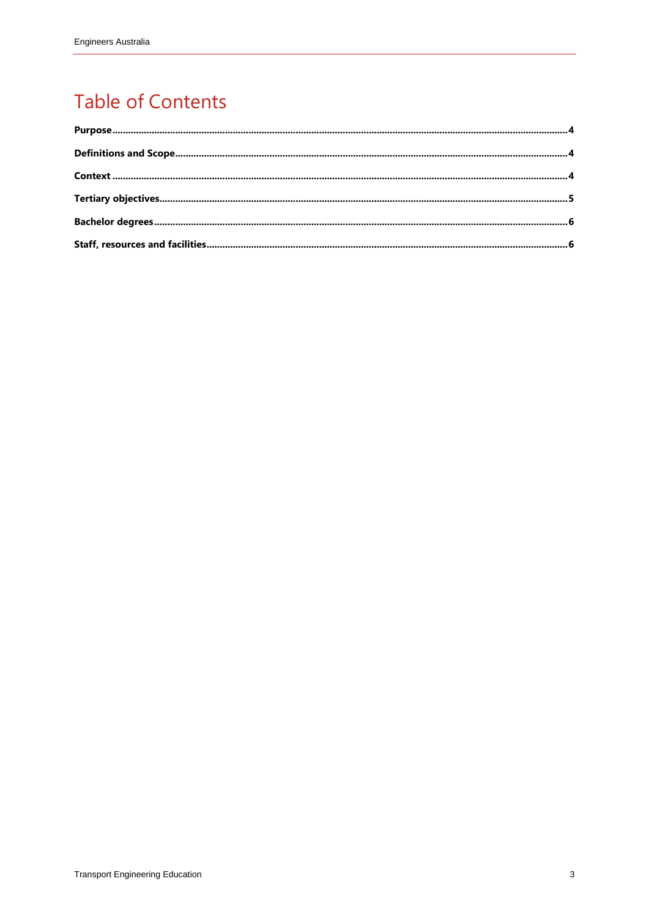# Table of Contents

**Purpose**.....4

**Definitions and Scope**.....4

**Context**.....4

**Tertiary objectives**.....5

**Bachelor degrees**.....6

**Staff, resources and facilities**.....6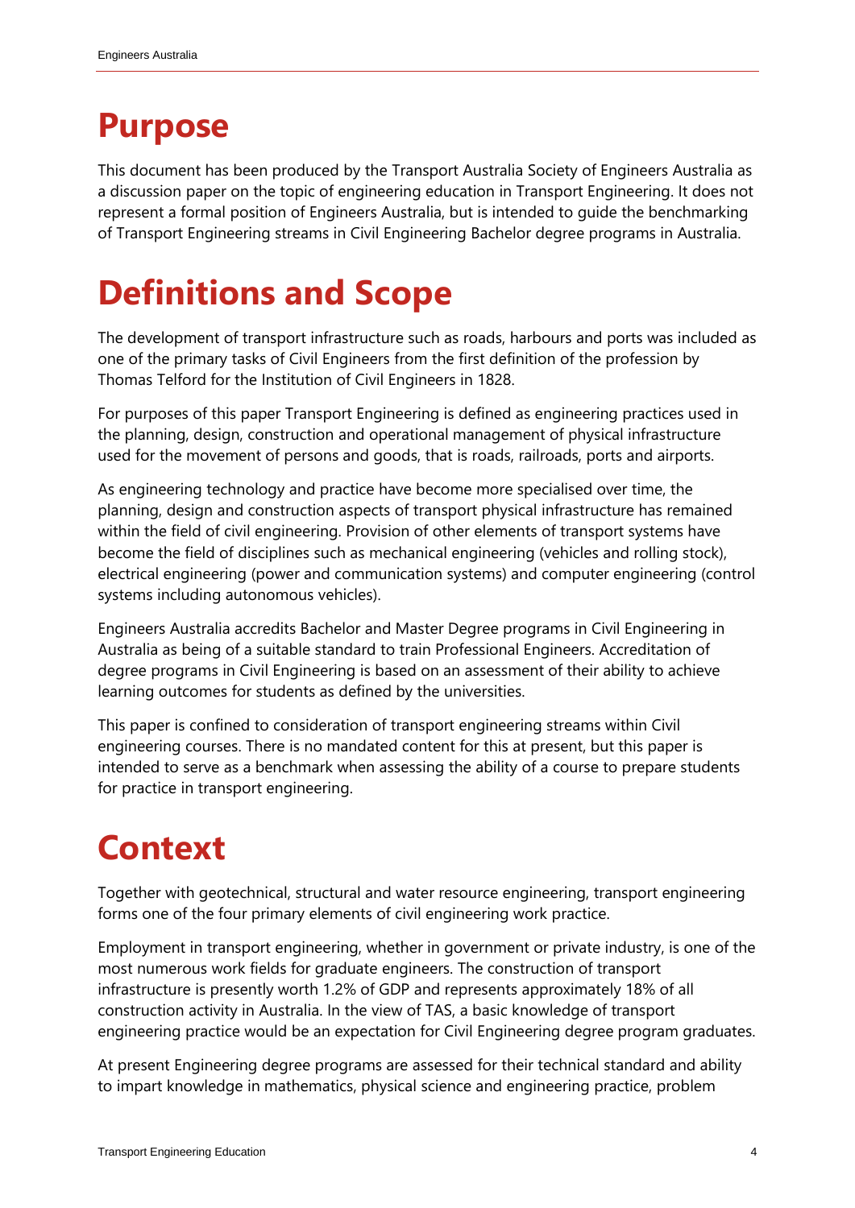# Purpose

This document has been produced by the Transport Australia Society of Engineers Australia as a discussion paper on the topic of engineering education in Transport Engineering. It does not represent a formal position of Engineers Australia, but is intended to guide the benchmarking of Transport Engineering streams in Civil Engineering Bachelor degree programs in Australia.

# Definitions and Scope

The development of transport infrastructure such as roads, harbours and ports was included as one of the primary tasks of Civil Engineers from the first definition of the profession by Thomas Telford for the Institution of Civil Engineers in 1828.

For purposes of this paper Transport Engineering is defined as engineering practices used in the planning, design, construction and operational management of physical infrastructure used for the movement of persons and goods, that is roads, railroads, ports and airports.

As engineering technology and practice have become more specialised over time, the planning, design and construction aspects of transport physical infrastructure has remained within the field of civil engineering. Provision of other elements of transport systems have become the field of disciplines such as mechanical engineering (vehicles and rolling stock), electrical engineering (power and communication systems) and computer engineering (control systems including autonomous vehicles).

Engineers Australia accredits Bachelor and Master Degree programs in Civil Engineering in Australia as being of a suitable standard to train Professional Engineers. Accreditation of degree programs in Civil Engineering is based on an assessment of their ability to achieve learning outcomes for students as defined by the universities.

This paper is confined to consideration of transport engineering streams within Civil engineering courses. There is no mandated content for this at present, but this paper is intended to serve as a benchmark when assessing the ability of a course to prepare students for practice in transport engineering.

# Context

Together with geotechnical, structural and water resource engineering, transport engineering forms one of the four primary elements of civil engineering work practice.

Employment in transport engineering, whether in government or private industry, is one of the most numerous work fields for graduate engineers. The construction of transport infrastructure is presently worth 1.2% of GDP and represents approximately 18% of all construction activity in Australia. In the view of TAS, a basic knowledge of transport engineering practice would be an expectation for Civil Engineering degree program graduates.

At present Engineering degree programs are assessed for their technical standard and ability to impart knowledge in mathematics, physical science and engineering practice, problem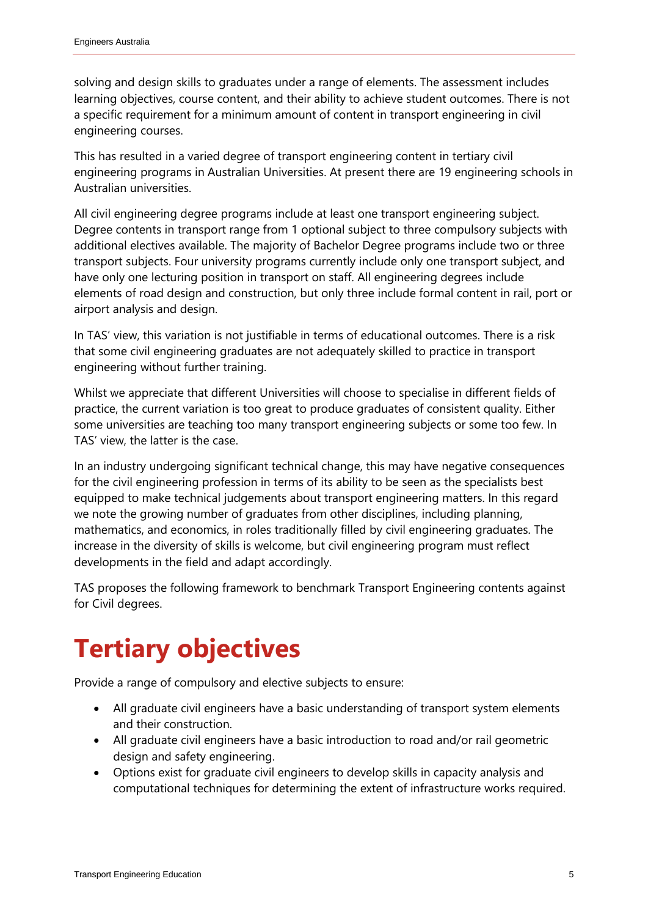solving and design skills to graduates under a range of elements. The assessment includes learning objectives, course content, and their ability to achieve student outcomes. There is not a specific requirement for a minimum amount of content in transport engineering in civil engineering courses.

This has resulted in a varied degree of transport engineering content in tertiary civil engineering programs in Australian Universities. At present there are 19 engineering schools in Australian universities.

All civil engineering degree programs include at least one transport engineering subject. Degree contents in transport range from 1 optional subject to three compulsory subjects with additional electives available. The majority of Bachelor Degree programs include two or three transport subjects. Four university programs currently include only one transport subject, and have only one lecturing position in transport on staff. All engineering degrees include elements of road design and construction, but only three include formal content in rail, port or airport analysis and design.

In TAS' view, this variation is not justifiable in terms of educational outcomes. There is a risk that some civil engineering graduates are not adequately skilled to practice in transport engineering without further training.

Whilst we appreciate that different Universities will choose to specialise in different fields of practice, the current variation is too great to produce graduates of consistent quality. Either some universities are teaching too many transport engineering subjects or some too few. In TAS' view, the latter is the case.

In an industry undergoing significant technical change, this may have negative consequences for the civil engineering profession in terms of its ability to be seen as the specialists best equipped to make technical judgements about transport engineering matters. In this regard we note the growing number of graduates from other disciplines, including planning, mathematics, and economics, in roles traditionally filled by civil engineering graduates. The increase in the diversity of skills is welcome, but civil engineering program must reflect developments in the field and adapt accordingly.

TAS proposes the following framework to benchmark Transport Engineering contents against for Civil degrees.

# Tertiary objectives

Provide a range of compulsory and elective subjects to ensure:

- All graduate civil engineers have a basic understanding of transport system elements and their construction.
- All graduate civil engineers have a basic introduction to road and/or rail geometric design and safety engineering.
- Options exist for graduate civil engineers to develop skills in capacity analysis and computational techniques for determining the extent of infrastructure works required.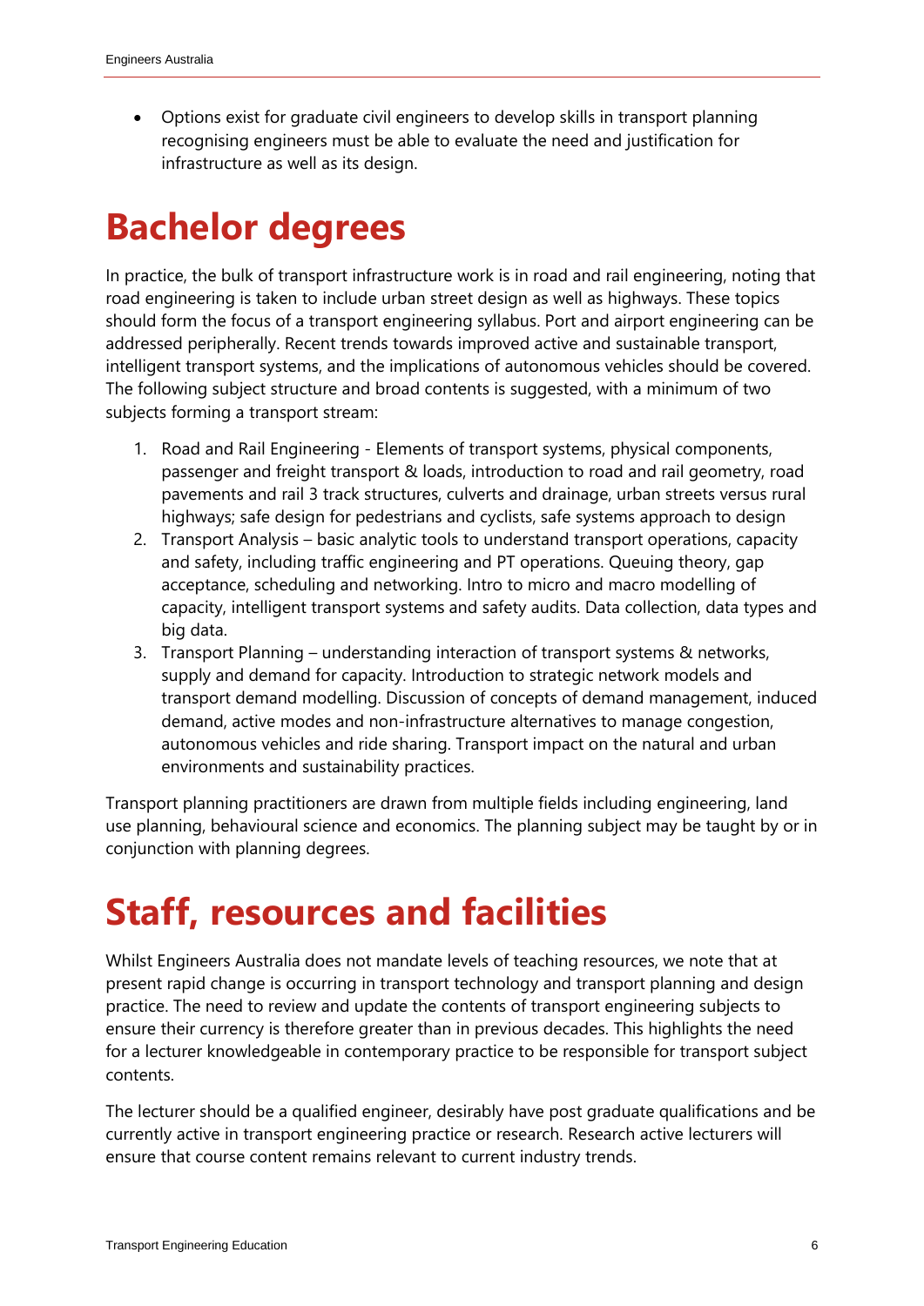- Options exist for graduate civil engineers to develop skills in transport planning recognising engineers must be able to evaluate the need and justification for infrastructure as well as its design.

# Bachelor degrees

In practice, the bulk of transport infrastructure work is in road and rail engineering, noting that road engineering is taken to include urban street design as well as highways. These topics should form the focus of a transport engineering syllabus. Port and airport engineering can be addressed peripherally. Recent trends towards improved active and sustainable transport, intelligent transport systems, and the implications of autonomous vehicles should be covered. The following subject structure and broad contents is suggested, with a minimum of two subjects forming a transport stream:

1. Road and Rail Engineering - Elements of transport systems, physical components, passenger and freight transport & loads, introduction to road and rail geometry, road pavements and rail 3 track structures, culverts and drainage, urban streets versus rural highways; safe design for pedestrians and cyclists, safe systems approach to design
2. Transport Analysis – basic analytic tools to understand transport operations, capacity and safety, including traffic engineering and PT operations. Queuing theory, gap acceptance, scheduling and networking. Intro to micro and macro modelling of capacity, intelligent transport systems and safety audits. Data collection, data types and big data.
3. Transport Planning – understanding interaction of transport systems & networks, supply and demand for capacity. Introduction to strategic network models and transport demand modelling. Discussion of concepts of demand management, induced demand, active modes and non-infrastructure alternatives to manage congestion, autonomous vehicles and ride sharing. Transport impact on the natural and urban environments and sustainability practices.

Transport planning practitioners are drawn from multiple fields including engineering, land use planning, behavioural science and economics. The planning subject may be taught by or in conjunction with planning degrees.

# Staff, resources and facilities

Whilst Engineers Australia does not mandate levels of teaching resources, we note that at present rapid change is occurring in transport technology and transport planning and design practice. The need to review and update the contents of transport engineering subjects to ensure their currency is therefore greater than in previous decades. This highlights the need for a lecturer knowledgeable in contemporary practice to be responsible for transport subject contents.

The lecturer should be a qualified engineer, desirably have post graduate qualifications and be currently active in transport engineering practice or research. Research active lecturers will ensure that course content remains relevant to current industry trends.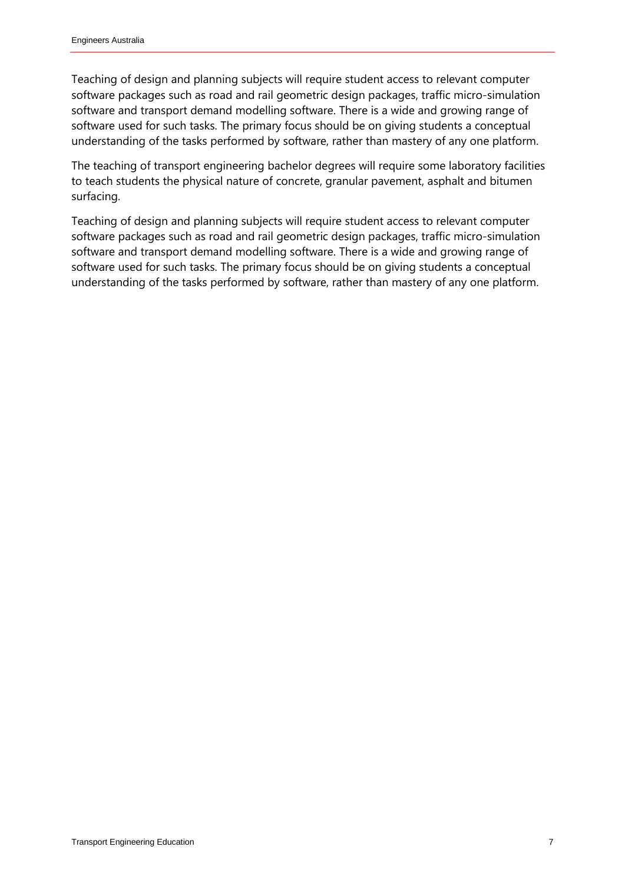Teaching of design and planning subjects will require student access to relevant computer software packages such as road and rail geometric design packages, traffic micro-simulation software and transport demand modelling software. There is a wide and growing range of software used for such tasks. The primary focus should be on giving students a conceptual understanding of the tasks performed by software, rather than mastery of any one platform.

The teaching of transport engineering bachelor degrees will require some laboratory facilities to teach students the physical nature of concrete, granular pavement, asphalt and bitumen surfacing.

Teaching of design and planning subjects will require student access to relevant computer software packages such as road and rail geometric design packages, traffic micro-simulation software and transport demand modelling software. There is a wide and growing range of software used for such tasks. The primary focus should be on giving students a conceptual understanding of the tasks performed by software, rather than mastery of any one platform.